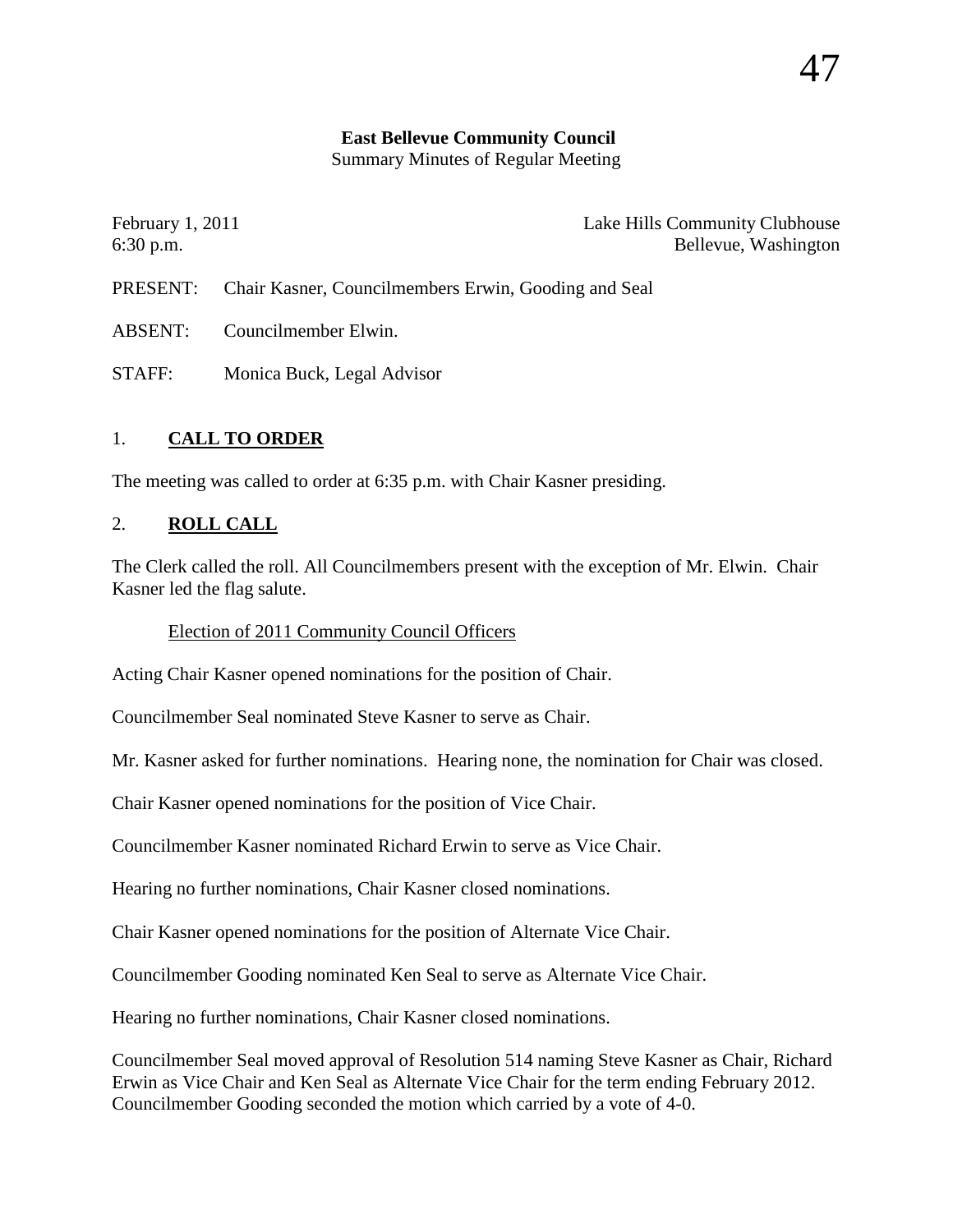**East Bellevue Community Council**
Summary Minutes of Regular Meeting

February 1, 2011 — Lake Hills Community Clubhouse
6:30 p.m. — Bellevue, Washington

PRESENT: Chair Kasner, Councilmembers Erwin, Gooding and Seal

ABSENT: Councilmember Elwin.

STAFF: Monica Buck, Legal Advisor

## 1. CALL TO ORDER

The meeting was called to order at 6:35 p.m. with Chair Kasner presiding.

## 2. ROLL CALL

The Clerk called the roll. All Councilmembers present with the exception of Mr. Elwin. Chair Kasner led the flag salute.

Election of 2011 Community Council Officers

Acting Chair Kasner opened nominations for the position of Chair.

Councilmember Seal nominated Steve Kasner to serve as Chair.

Mr. Kasner asked for further nominations. Hearing none, the nomination for Chair was closed.

Chair Kasner opened nominations for the position of Vice Chair.

Councilmember Kasner nominated Richard Erwin to serve as Vice Chair.

Hearing no further nominations, Chair Kasner closed nominations.

Chair Kasner opened nominations for the position of Alternate Vice Chair.

Councilmember Gooding nominated Ken Seal to serve as Alternate Vice Chair.

Hearing no further nominations, Chair Kasner closed nominations.

Councilmember Seal moved approval of Resolution 514 naming Steve Kasner as Chair, Richard Erwin as Vice Chair and Ken Seal as Alternate Vice Chair for the term ending February 2012. Councilmember Gooding seconded the motion which carried by a vote of 4-0.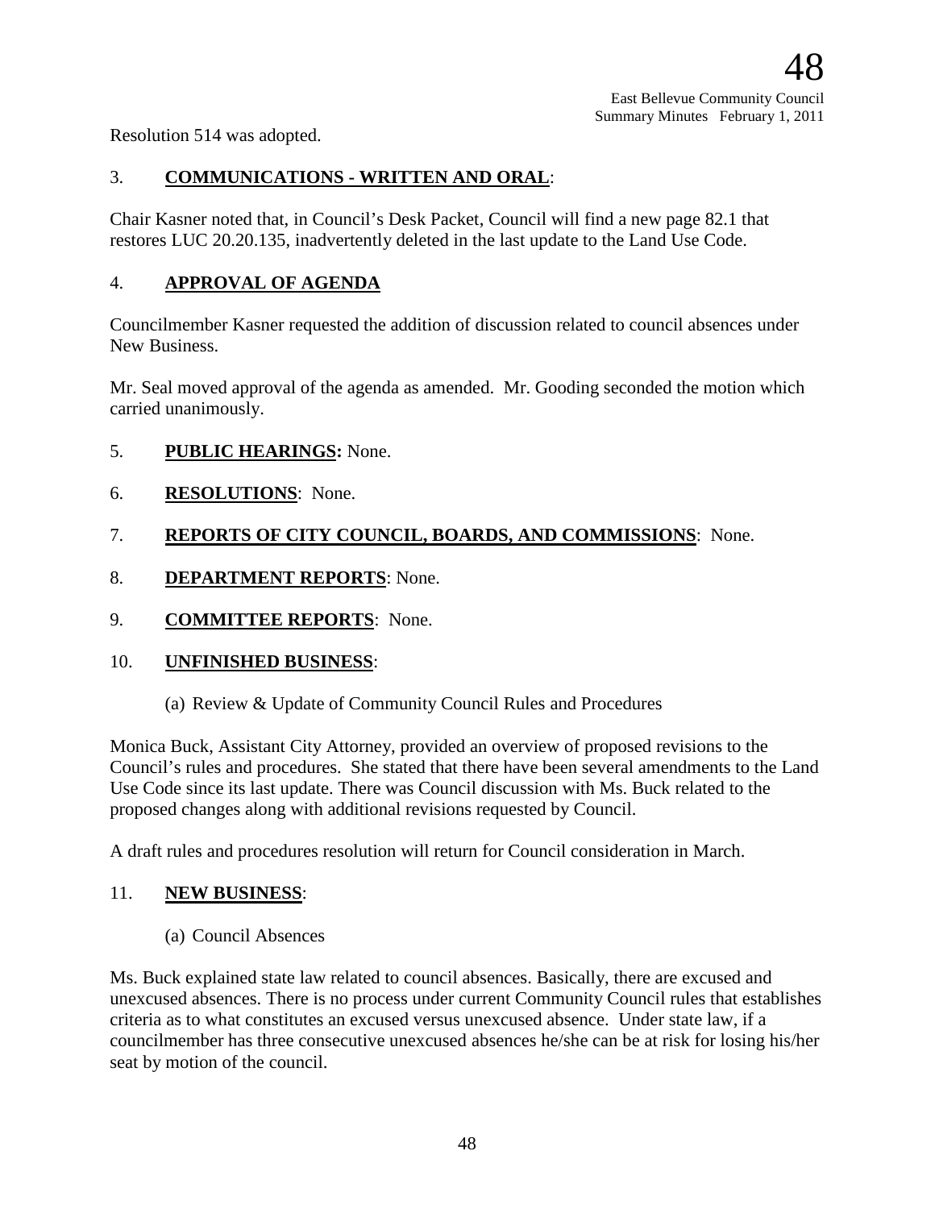Resolution 514 was adopted.

3. **COMMUNICATIONS - WRITTEN AND ORAL**:

Chair Kasner noted that, in Council's Desk Packet, Council will find a new page 82.1 that restores LUC 20.20.135, inadvertently deleted in the last update to the Land Use Code.

4. **APPROVAL OF AGENDA**

Councilmember Kasner requested the addition of discussion related to council absences under New Business.

Mr. Seal moved approval of the agenda as amended. Mr. Gooding seconded the motion which carried unanimously.

5. **PUBLIC HEARINGS:** None.

6. **RESOLUTIONS**: None.

7. **REPORTS OF CITY COUNCIL, BOARDS, AND COMMISSIONS**: None.

8. **DEPARTMENT REPORTS**: None.

9. **COMMITTEE REPORTS**: None.

10. **UNFINISHED BUSINESS**:

    (a) Review & Update of Community Council Rules and Procedures

Monica Buck, Assistant City Attorney, provided an overview of proposed revisions to the Council's rules and procedures. She stated that there have been several amendments to the Land Use Code since its last update. There was Council discussion with Ms. Buck related to the proposed changes along with additional revisions requested by Council.

A draft rules and procedures resolution will return for Council consideration in March.

11. **NEW BUSINESS**:

    (a) Council Absences

Ms. Buck explained state law related to council absences. Basically, there are excused and unexcused absences. There is no process under current Community Council rules that establishes criteria as to what constitutes an excused versus unexcused absence. Under state law, if a councilmember has three consecutive unexcused absences he/she can be at risk for losing his/her seat by motion of the council.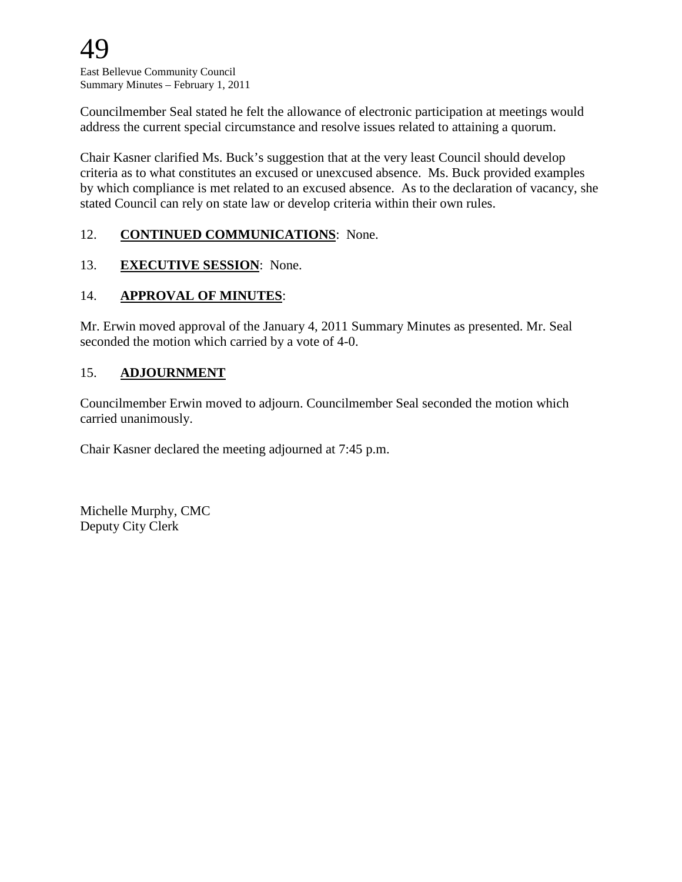Councilmember Seal stated he felt the allowance of electronic participation at meetings would address the current special circumstance and resolve issues related to attaining a quorum.

Chair Kasner clarified Ms. Buck's suggestion that at the very least Council should develop criteria as to what constitutes an excused or unexcused absence. Ms. Buck provided examples by which compliance is met related to an excused absence. As to the declaration of vacancy, she stated Council can rely on state law or develop criteria within their own rules.

12. **CONTINUED COMMUNICATIONS**: None.

13. **EXECUTIVE SESSION**: None.

14. **APPROVAL OF MINUTES**:

Mr. Erwin moved approval of the January 4, 2011 Summary Minutes as presented. Mr. Seal seconded the motion which carried by a vote of 4-0.

15. **ADJOURNMENT**

Councilmember Erwin moved to adjourn. Councilmember Seal seconded the motion which carried unanimously.

Chair Kasner declared the meeting adjourned at 7:45 p.m.

Michelle Murphy, CMC
Deputy City Clerk